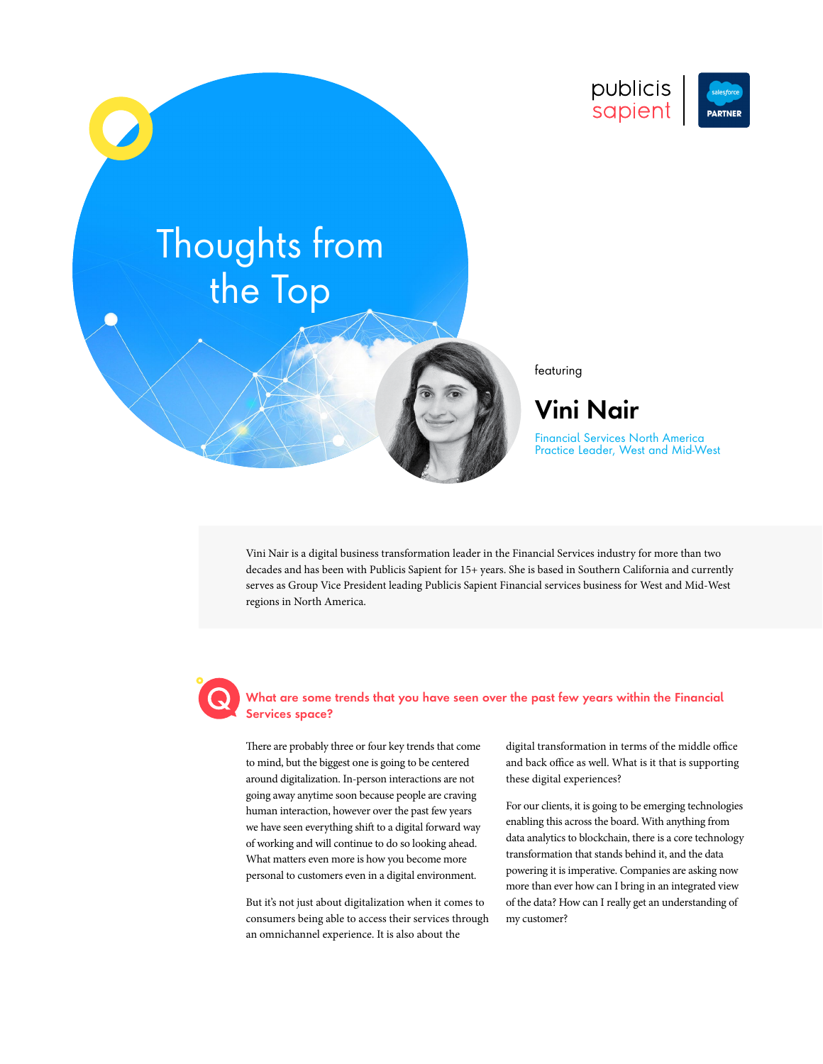publicis sapient | salesforce PARTNER

# Thoughts from the Top

featuring

## Vini Nair

Financial Services North America Practice Leader, West and Mid-West

Vini Nair is a digital business transformation leader in the Financial Services industry for more than two decades and has been with Publicis Sapient for 15+ years. She is based in Southern California and currently serves as Group Vice President leading Publicis Sapient Financial services business for West and Mid-West regions in North America.

### What are some trends that you have seen over the past few years within the Financial Services space?

There are probably three or four key trends that come to mind, but the biggest one is going to be centered around digitalization. In-person interactions are not going away anytime soon because people are craving human interaction, however over the past few years we have seen everything shift to a digital forward way of working and will continue to do so looking ahead. What matters even more is how you become more personal to customers even in a digital environment.

But it's not just about digitalization when it comes to consumers being able to access their services through an omnichannel experience. It is also about the digital transformation in terms of the middle office and back office as well. What is it that is supporting these digital experiences?

For our clients, it is going to be emerging technologies enabling this across the board. With anything from data analytics to blockchain, there is a core technology transformation that stands behind it, and the data powering it is imperative. Companies are asking now more than ever how can I bring in an integrated view of the data? How can I really get an understanding of my customer?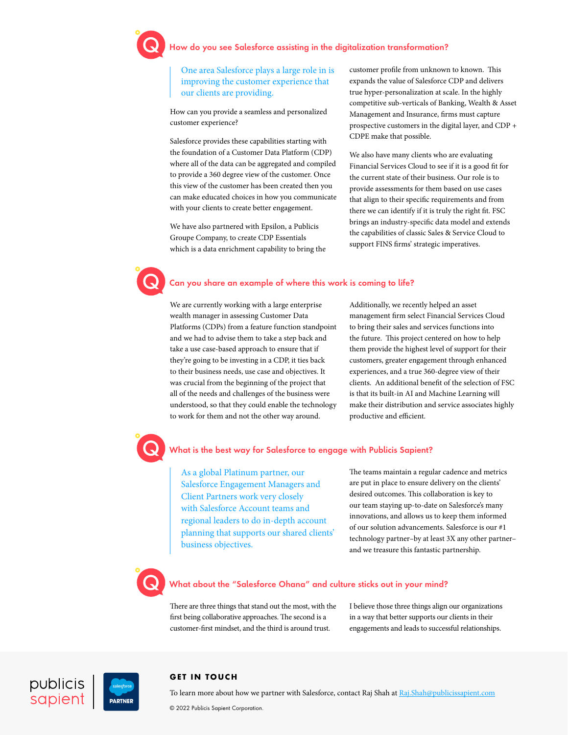## How do you see Salesforce assisting in the digitalization transformation?

> One area Salesforce plays a large role in is improving the customer experience that our clients are providing.

How can you provide a seamless and personalized customer experience?

Salesforce provides these capabilities starting with the foundation of a Customer Data Platform (CDP) where all of the data can be aggregated and compiled to provide a 360 degree view of the customer. Once this view of the customer has been created then you can make educated choices in how you communicate with your clients to create better engagement.

We have also partnered with Epsilon, a Publicis Groupe Company, to create CDP Essentials which is a data enrichment capability to bring the customer profile from unknown to known. This expands the value of Salesforce CDP and delivers true hyper-personalization at scale. In the highly competitive sub-verticals of Banking, Wealth & Asset Management and Insurance, firms must capture prospective customers in the digital layer, and CDP + CDPE make that possible.

We also have many clients who are evaluating Financial Services Cloud to see if it is a good fit for the current state of their business. Our role is to provide assessments for them based on use cases that align to their specific requirements and from there we can identify if it is truly the right fit. FSC brings an industry-specific data model and extends the capabilities of classic Sales & Service Cloud to support FINS firms' strategic imperatives.

## Can you share an example of where this work is coming to life?

We are currently working with a large enterprise wealth manager in assessing Customer Data Platforms (CDPs) from a feature function standpoint and we had to advise them to take a step back and take a use case-based approach to ensure that if they're going to be investing in a CDP, it ties back to their business needs, use case and objectives. It was crucial from the beginning of the project that all of the needs and challenges of the business were understood, so that they could enable the technology to work for them and not the other way around.

Additionally, we recently helped an asset management firm select Financial Services Cloud to bring their sales and services functions into the future. This project centered on how to help them provide the highest level of support for their customers, greater engagement through enhanced experiences, and a true 360-degree view of their clients. An additional benefit of the selection of FSC is that its built-in AI and Machine Learning will make their distribution and service associates highly productive and efficient.

## What is the best way for Salesforce to engage with Publicis Sapient?

> As a global Platinum partner, our Salesforce Engagement Managers and Client Partners work very closely with Salesforce Account teams and regional leaders to do in-depth account planning that supports our shared clients' business objectives.

The teams maintain a regular cadence and metrics are put in place to ensure delivery on the clients' desired outcomes. This collaboration is key to our team staying up-to-date on Salesforce's many innovations, and allows us to keep them informed of our solution advancements. Salesforce is our #1 technology partner–by at least 3X any other partner–and we treasure this fantastic partnership.

## What about the "Salesforce Ohana" and culture sticks out in your mind?

There are three things that stand out the most, with the first being collaborative approaches. The second is a customer-first mindset, and the third is around trust.

I believe those three things align our organizations in a way that better supports our clients in their engagements and leads to successful relationships.

publicis sapient | salesforce PARTNER

### GET IN TOUCH

To learn more about how we partner with Salesforce, contact Raj Shah at [Raj.Shah@publicissapient.com](mailto:Raj.Shah@publicissapient.com)

© 2022 Publicis Sapient Corporation.